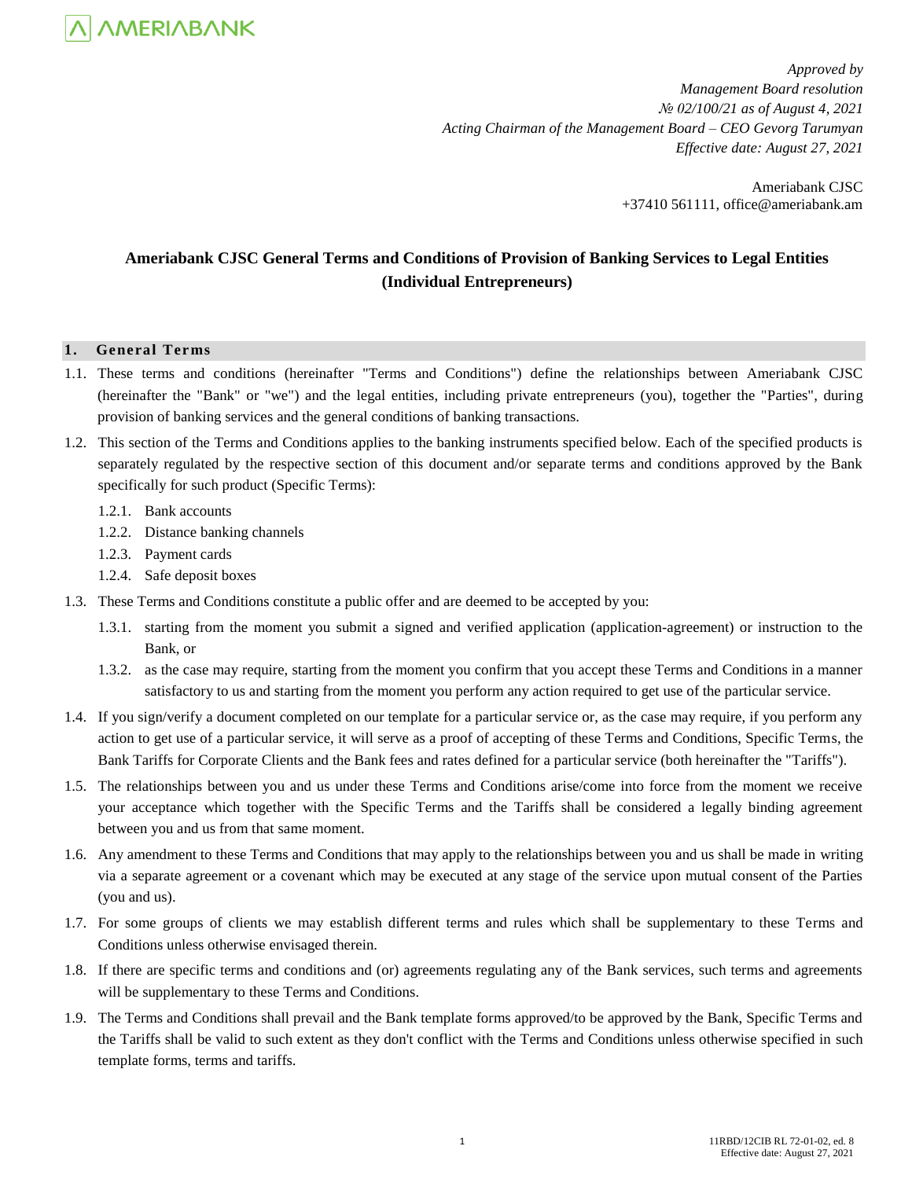*Approved by*
*Management Board resolution*
*№ 02/100/21 as of August 4, 2021*
*Acting Chairman of the Management Board – CEO Gevorg Tarumyan*
*Effective date: August 27, 2021*

Ameriabank CJSC
+37410 561111, office@ameriabank.am

# Ameriabank CJSC General Terms and Conditions of Provision of Banking Services to Legal Entities (Individual Entrepreneurs)

## 1. General Terms

1.1. These terms and conditions (hereinafter "Terms and Conditions") define the relationships between Ameriabank CJSC (hereinafter the "Bank" or "we") and the legal entities, including private entrepreneurs (you), together the "Parties", during provision of banking services and the general conditions of banking transactions.

1.2. This section of the Terms and Conditions applies to the banking instruments specified below. Each of the specified products is separately regulated by the respective section of this document and/or separate terms and conditions approved by the Bank specifically for such product (Specific Terms):

1.2.1. Bank accounts
1.2.2. Distance banking channels
1.2.3. Payment cards
1.2.4. Safe deposit boxes

1.3. These Terms and Conditions constitute a public offer and are deemed to be accepted by you:

1.3.1. starting from the moment you submit a signed and verified application (application-agreement) or instruction to the Bank, or
1.3.2. as the case may require, starting from the moment you confirm that you accept these Terms and Conditions in a manner satisfactory to us and starting from the moment you perform any action required to get use of the particular service.

1.4. If you sign/verify a document completed on our template for a particular service or, as the case may require, if you perform any action to get use of a particular service, it will serve as a proof of accepting of these Terms and Conditions, Specific Terms, the Bank Tariffs for Corporate Clients and the Bank fees and rates defined for a particular service (both hereinafter the "Tariffs").

1.5. The relationships between you and us under these Terms and Conditions arise/come into force from the moment we receive your acceptance which together with the Specific Terms and the Tariffs shall be considered a legally binding agreement between you and us from that same moment.

1.6. Any amendment to these Terms and Conditions that may apply to the relationships between you and us shall be made in writing via a separate agreement or a covenant which may be executed at any stage of the service upon mutual consent of the Parties (you and us).

1.7. For some groups of clients we may establish different terms and rules which shall be supplementary to these Terms and Conditions unless otherwise envisaged therein.

1.8. If there are specific terms and conditions and (or) agreements regulating any of the Bank services, such terms and agreements will be supplementary to these Terms and Conditions.

1.9. The Terms and Conditions shall prevail and the Bank template forms approved/to be approved by the Bank, Specific Terms and the Tariffs shall be valid to such extent as they don't conflict with the Terms and Conditions unless otherwise specified in such template forms, terms and tariffs.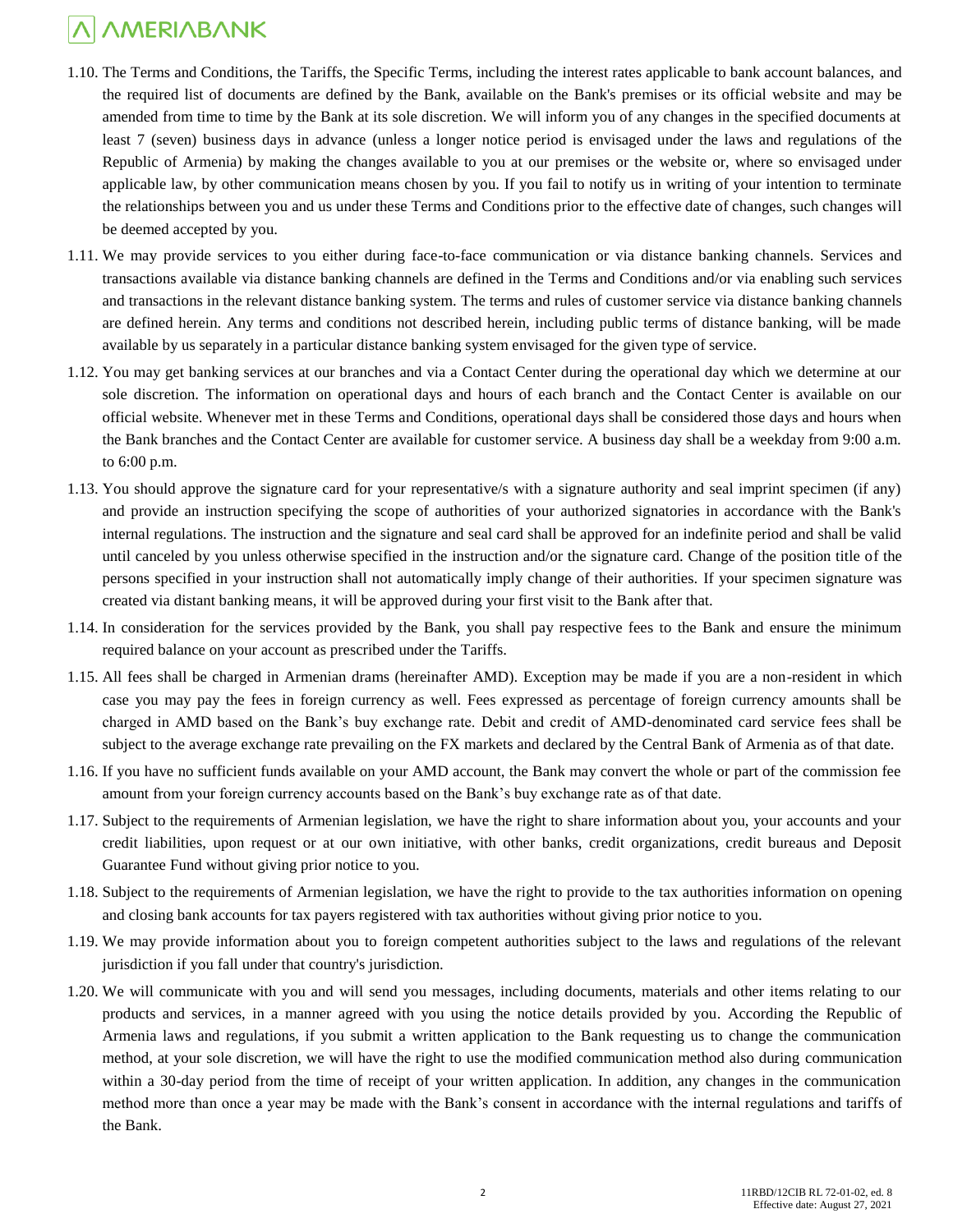1.10. The Terms and Conditions, the Tariffs, the Specific Terms, including the interest rates applicable to bank account balances, and the required list of documents are defined by the Bank, available on the Bank's premises or its official website and may be amended from time to time by the Bank at its sole discretion. We will inform you of any changes in the specified documents at least 7 (seven) business days in advance (unless a longer notice period is envisaged under the laws and regulations of the Republic of Armenia) by making the changes available to you at our premises or the website or, where so envisaged under applicable law, by other communication means chosen by you. If you fail to notify us in writing of your intention to terminate the relationships between you and us under these Terms and Conditions prior to the effective date of changes, such changes will be deemed accepted by you.

1.11. We may provide services to you either during face-to-face communication or via distance banking channels. Services and transactions available via distance banking channels are defined in the Terms and Conditions and/or via enabling such services and transactions in the relevant distance banking system. The terms and rules of customer service via distance banking channels are defined herein. Any terms and conditions not described herein, including public terms of distance banking, will be made available by us separately in a particular distance banking system envisaged for the given type of service.

1.12. You may get banking services at our branches and via a Contact Center during the operational day which we determine at our sole discretion. The information on operational days and hours of each branch and the Contact Center is available on our official website. Whenever met in these Terms and Conditions, operational days shall be considered those days and hours when the Bank branches and the Contact Center are available for customer service. A business day shall be a weekday from 9:00 a.m. to 6:00 p.m.

1.13. You should approve the signature card for your representative/s with a signature authority and seal imprint specimen (if any) and provide an instruction specifying the scope of authorities of your authorized signatories in accordance with the Bank's internal regulations. The instruction and the signature and seal card shall be approved for an indefinite period and shall be valid until canceled by you unless otherwise specified in the instruction and/or the signature card. Change of the position title of the persons specified in your instruction shall not automatically imply change of their authorities. If your specimen signature was created via distant banking means, it will be approved during your first visit to the Bank after that.

1.14. In consideration for the services provided by the Bank, you shall pay respective fees to the Bank and ensure the minimum required balance on your account as prescribed under the Tariffs.

1.15. All fees shall be charged in Armenian drams (hereinafter AMD). Exception may be made if you are a non-resident in which case you may pay the fees in foreign currency as well. Fees expressed as percentage of foreign currency amounts shall be charged in AMD based on the Bank's buy exchange rate. Debit and credit of AMD-denominated card service fees shall be subject to the average exchange rate prevailing on the FX markets and declared by the Central Bank of Armenia as of that date.

1.16. If you have no sufficient funds available on your AMD account, the Bank may convert the whole or part of the commission fee amount from your foreign currency accounts based on the Bank's buy exchange rate as of that date.

1.17. Subject to the requirements of Armenian legislation, we have the right to share information about you, your accounts and your credit liabilities, upon request or at our own initiative, with other banks, credit organizations, credit bureaus and Deposit Guarantee Fund without giving prior notice to you.

1.18. Subject to the requirements of Armenian legislation, we have the right to provide to the tax authorities information on opening and closing bank accounts for tax payers registered with tax authorities without giving prior notice to you.

1.19. We may provide information about you to foreign competent authorities subject to the laws and regulations of the relevant jurisdiction if you fall under that country's jurisdiction.

1.20. We will communicate with you and will send you messages, including documents, materials and other items relating to our products and services, in a manner agreed with you using the notice details provided by you. According the Republic of Armenia laws and regulations, if you submit a written application to the Bank requesting us to change the communication method, at your sole discretion, we will have the right to use the modified communication method also during communication within a 30-day period from the time of receipt of your written application. In addition, any changes in the communication method more than once a year may be made with the Bank's consent in accordance with the internal regulations and tariffs of the Bank.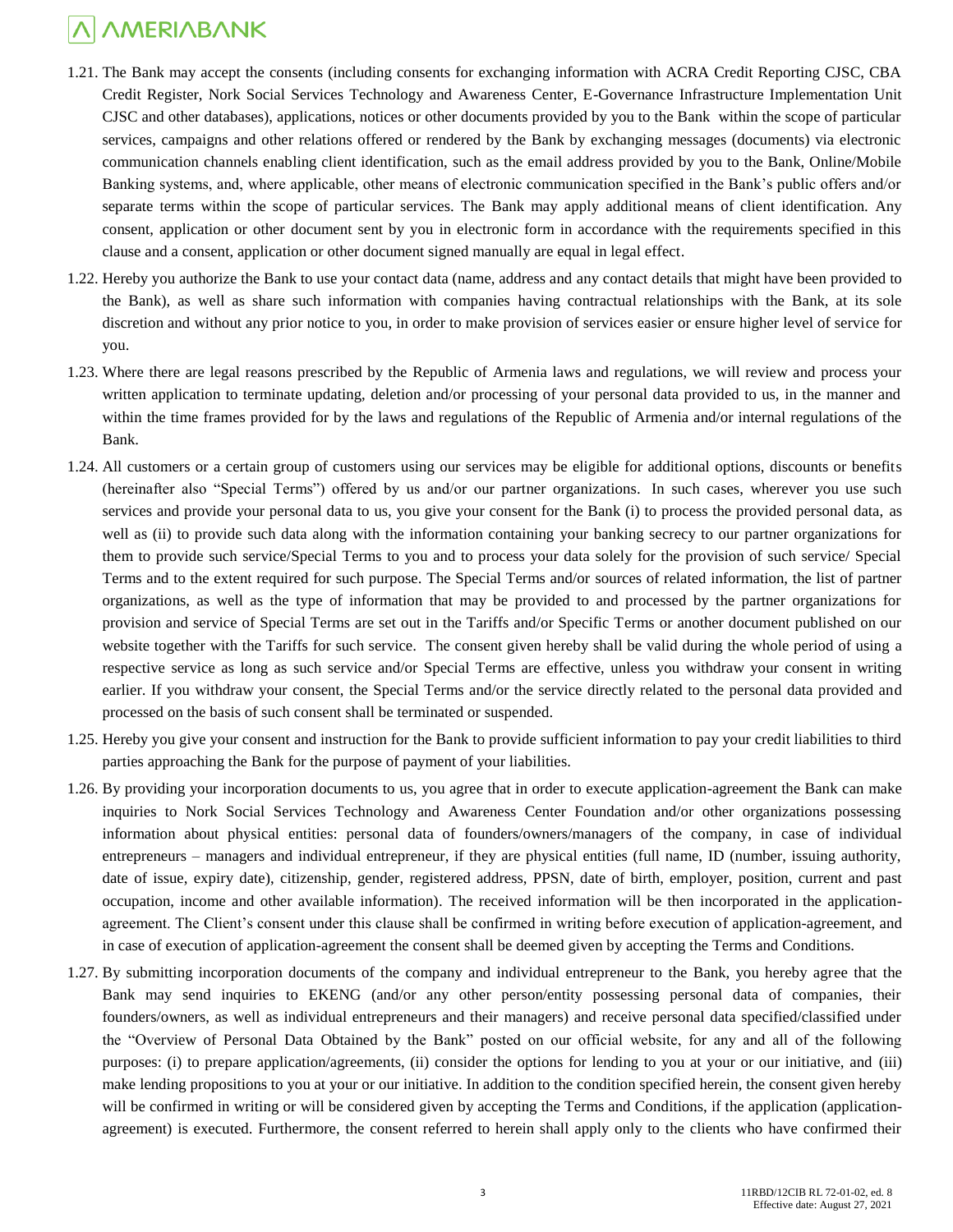1.21. The Bank may accept the consents (including consents for exchanging information with ACRA Credit Reporting CJSC, CBA Credit Register, Nork Social Services Technology and Awareness Center, E-Governance Infrastructure Implementation Unit CJSC and other databases), applications, notices or other documents provided by you to the Bank within the scope of particular services, campaigns and other relations offered or rendered by the Bank by exchanging messages (documents) via electronic communication channels enabling client identification, such as the email address provided by you to the Bank, Online/Mobile Banking systems, and, where applicable, other means of electronic communication specified in the Bank's public offers and/or separate terms within the scope of particular services. The Bank may apply additional means of client identification. Any consent, application or other document sent by you in electronic form in accordance with the requirements specified in this clause and a consent, application or other document signed manually are equal in legal effect.

1.22. Hereby you authorize the Bank to use your contact data (name, address and any contact details that might have been provided to the Bank), as well as share such information with companies having contractual relationships with the Bank, at its sole discretion and without any prior notice to you, in order to make provision of services easier or ensure higher level of service for you.

1.23. Where there are legal reasons prescribed by the Republic of Armenia laws and regulations, we will review and process your written application to terminate updating, deletion and/or processing of your personal data provided to us, in the manner and within the time frames provided for by the laws and regulations of the Republic of Armenia and/or internal regulations of the Bank.

1.24. All customers or a certain group of customers using our services may be eligible for additional options, discounts or benefits (hereinafter also "Special Terms") offered by us and/or our partner organizations. In such cases, wherever you use such services and provide your personal data to us, you give your consent for the Bank (i) to process the provided personal data, as well as (ii) to provide such data along with the information containing your banking secrecy to our partner organizations for them to provide such service/Special Terms to you and to process your data solely for the provision of such service/ Special Terms and to the extent required for such purpose. The Special Terms and/or sources of related information, the list of partner organizations, as well as the type of information that may be provided to and processed by the partner organizations for provision and service of Special Terms are set out in the Tariffs and/or Specific Terms or another document published on our website together with the Tariffs for such service. The consent given hereby shall be valid during the whole period of using a respective service as long as such service and/or Special Terms are effective, unless you withdraw your consent in writing earlier. If you withdraw your consent, the Special Terms and/or the service directly related to the personal data provided and processed on the basis of such consent shall be terminated or suspended.

1.25. Hereby you give your consent and instruction for the Bank to provide sufficient information to pay your credit liabilities to third parties approaching the Bank for the purpose of payment of your liabilities.

1.26. By providing your incorporation documents to us, you agree that in order to execute application-agreement the Bank can make inquiries to Nork Social Services Technology and Awareness Center Foundation and/or other organizations possessing information about physical entities: personal data of founders/owners/managers of the company, in case of individual entrepreneurs – managers and individual entrepreneur, if they are physical entities (full name, ID (number, issuing authority, date of issue, expiry date), citizenship, gender, registered address, PPSN, date of birth, employer, position, current and past occupation, income and other available information). The received information will be then incorporated in the application-agreement. The Client's consent under this clause shall be confirmed in writing before execution of application-agreement, and in case of execution of application-agreement the consent shall be deemed given by accepting the Terms and Conditions.

1.27. By submitting incorporation documents of the company and individual entrepreneur to the Bank, you hereby agree that the Bank may send inquiries to EKENG (and/or any other person/entity possessing personal data of companies, their founders/owners, as well as individual entrepreneurs and their managers) and receive personal data specified/classified under the "Overview of Personal Data Obtained by the Bank" posted on our official website, for any and all of the following purposes: (i) to prepare application/agreements, (ii) consider the options for lending to you at your or our initiative, and (iii) make lending propositions to you at your or our initiative. In addition to the condition specified herein, the consent given hereby will be confirmed in writing or will be considered given by accepting the Terms and Conditions, if the application (application-agreement) is executed. Furthermore, the consent referred to herein shall apply only to the clients who have confirmed their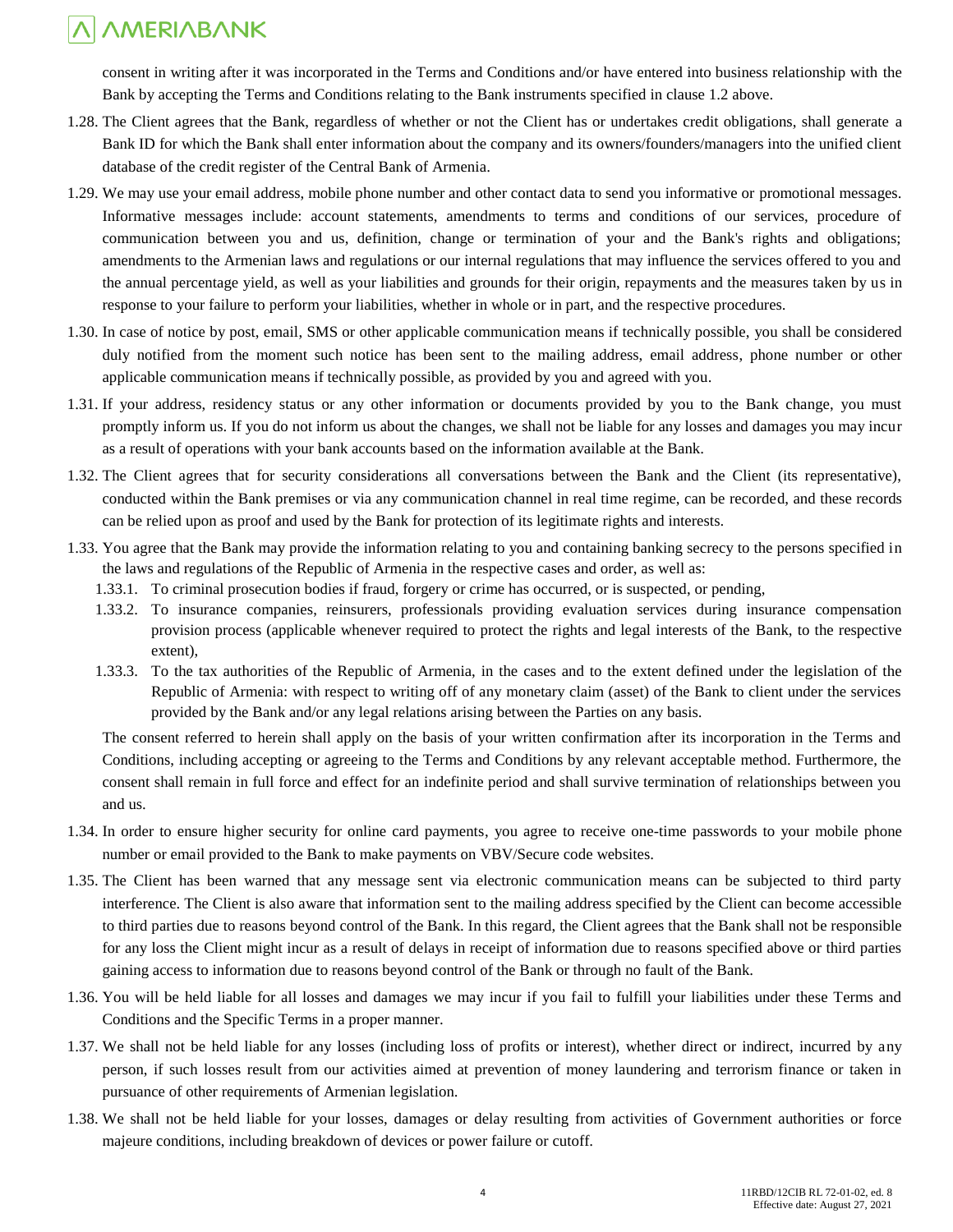consent in writing after it was incorporated in the Terms and Conditions and/or have entered into business relationship with the Bank by accepting the Terms and Conditions relating to the Bank instruments specified in clause 1.2 above.

1.28. The Client agrees that the Bank, regardless of whether or not the Client has or undertakes credit obligations, shall generate a Bank ID for which the Bank shall enter information about the company and its owners/founders/managers into the unified client database of the credit register of the Central Bank of Armenia.

1.29. We may use your email address, mobile phone number and other contact data to send you informative or promotional messages. Informative messages include: account statements, amendments to terms and conditions of our services, procedure of communication between you and us, definition, change or termination of your and the Bank's rights and obligations; amendments to the Armenian laws and regulations or our internal regulations that may influence the services offered to you and the annual percentage yield, as well as your liabilities and grounds for their origin, repayments and the measures taken by us in response to your failure to perform your liabilities, whether in whole or in part, and the respective procedures.

1.30. In case of notice by post, email, SMS or other applicable communication means if technically possible, you shall be considered duly notified from the moment such notice has been sent to the mailing address, email address, phone number or other applicable communication means if technically possible, as provided by you and agreed with you.

1.31. If your address, residency status or any other information or documents provided by you to the Bank change, you must promptly inform us. If you do not inform us about the changes, we shall not be liable for any losses and damages you may incur as a result of operations with your bank accounts based on the information available at the Bank.

1.32. The Client agrees that for security considerations all conversations between the Bank and the Client (its representative), conducted within the Bank premises or via any communication channel in real time regime, can be recorded, and these records can be relied upon as proof and used by the Bank for protection of its legitimate rights and interests.

1.33. You agree that the Bank may provide the information relating to you and containing banking secrecy to the persons specified in the laws and regulations of the Republic of Armenia in the respective cases and order, as well as:

1.33.1. To criminal prosecution bodies if fraud, forgery or crime has occurred, or is suspected, or pending,

1.33.2. To insurance companies, reinsurers, professionals providing evaluation services during insurance compensation provision process (applicable whenever required to protect the rights and legal interests of the Bank, to the respective extent),

1.33.3. To the tax authorities of the Republic of Armenia, in the cases and to the extent defined under the legislation of the Republic of Armenia: with respect to writing off of any monetary claim (asset) of the Bank to client under the services provided by the Bank and/or any legal relations arising between the Parties on any basis.

The consent referred to herein shall apply on the basis of your written confirmation after its incorporation in the Terms and Conditions, including accepting or agreeing to the Terms and Conditions by any relevant acceptable method. Furthermore, the consent shall remain in full force and effect for an indefinite period and shall survive termination of relationships between you and us.

1.34. In order to ensure higher security for online card payments, you agree to receive one-time passwords to your mobile phone number or email provided to the Bank to make payments on VBV/Secure code websites.

1.35. The Client has been warned that any message sent via electronic communication means can be subjected to third party interference. The Client is also aware that information sent to the mailing address specified by the Client can become accessible to third parties due to reasons beyond control of the Bank. In this regard, the Client agrees that the Bank shall not be responsible for any loss the Client might incur as a result of delays in receipt of information due to reasons specified above or third parties gaining access to information due to reasons beyond control of the Bank or through no fault of the Bank.

1.36. You will be held liable for all losses and damages we may incur if you fail to fulfill your liabilities under these Terms and Conditions and the Specific Terms in a proper manner.

1.37. We shall not be held liable for any losses (including loss of profits or interest), whether direct or indirect, incurred by any person, if such losses result from our activities aimed at prevention of money laundering and terrorism finance or taken in pursuance of other requirements of Armenian legislation.

1.38. We shall not be held liable for your losses, damages or delay resulting from activities of Government authorities or force majeure conditions, including breakdown of devices or power failure or cutoff.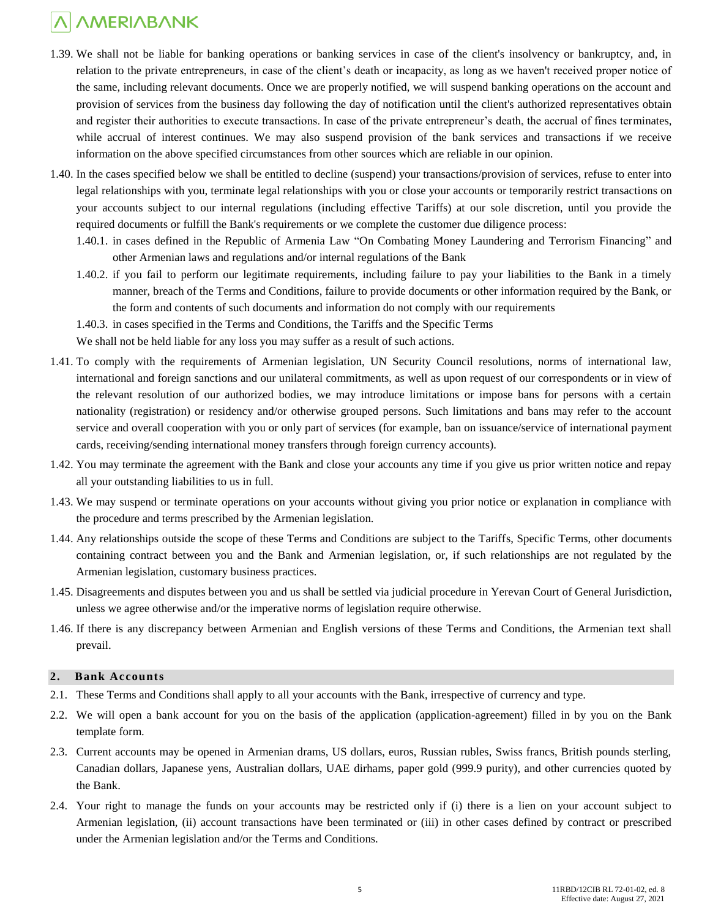1.39. We shall not be liable for banking operations or banking services in case of the client's insolvency or bankruptcy, and, in relation to the private entrepreneurs, in case of the client's death or incapacity, as long as we haven't received proper notice of the same, including relevant documents. Once we are properly notified, we will suspend banking operations on the account and provision of services from the business day following the day of notification until the client's authorized representatives obtain and register their authorities to execute transactions. In case of the private entrepreneur's death, the accrual of fines terminates, while accrual of interest continues. We may also suspend provision of the bank services and transactions if we receive information on the above specified circumstances from other sources which are reliable in our opinion.

1.40. In the cases specified below we shall be entitled to decline (suspend) your transactions/provision of services, refuse to enter into legal relationships with you, terminate legal relationships with you or close your accounts or temporarily restrict transactions on your accounts subject to our internal regulations (including effective Tariffs) at our sole discretion, until you provide the required documents or fulfill the Bank's requirements or we complete the customer due diligence process:

1.40.1. in cases defined in the Republic of Armenia Law "On Combating Money Laundering and Terrorism Financing" and other Armenian laws and regulations and/or internal regulations of the Bank

1.40.2. if you fail to perform our legitimate requirements, including failure to pay your liabilities to the Bank in a timely manner, breach of the Terms and Conditions, failure to provide documents or other information required by the Bank, or the form and contents of such documents and information do not comply with our requirements

1.40.3. in cases specified in the Terms and Conditions, the Tariffs and the Specific Terms

We shall not be held liable for any loss you may suffer as a result of such actions.

1.41. To comply with the requirements of Armenian legislation, UN Security Council resolutions, norms of international law, international and foreign sanctions and our unilateral commitments, as well as upon request of our correspondents or in view of the relevant resolution of our authorized bodies, we may introduce limitations or impose bans for persons with a certain nationality (registration) or residency and/or otherwise grouped persons. Such limitations and bans may refer to the account service and overall cooperation with you or only part of services (for example, ban on issuance/service of international payment cards, receiving/sending international money transfers through foreign currency accounts).

1.42. You may terminate the agreement with the Bank and close your accounts any time if you give us prior written notice and repay all your outstanding liabilities to us in full.

1.43. We may suspend or terminate operations on your accounts without giving you prior notice or explanation in compliance with the procedure and terms prescribed by the Armenian legislation.

1.44. Any relationships outside the scope of these Terms and Conditions are subject to the Tariffs, Specific Terms, other documents containing contract between you and the Bank and Armenian legislation, or, if such relationships are not regulated by the Armenian legislation, customary business practices.

1.45. Disagreements and disputes between you and us shall be settled via judicial procedure in Yerevan Court of General Jurisdiction, unless we agree otherwise and/or the imperative norms of legislation require otherwise.

1.46. If there is any discrepancy between Armenian and English versions of these Terms and Conditions, the Armenian text shall prevail.

## 2. Bank Accounts

2.1. These Terms and Conditions shall apply to all your accounts with the Bank, irrespective of currency and type.

2.2. We will open a bank account for you on the basis of the application (application-agreement) filled in by you on the Bank template form.

2.3. Current accounts may be opened in Armenian drams, US dollars, euros, Russian rubles, Swiss francs, British pounds sterling, Canadian dollars, Japanese yens, Australian dollars, UAE dirhams, paper gold (999.9 purity), and other currencies quoted by the Bank.

2.4. Your right to manage the funds on your accounts may be restricted only if (i) there is a lien on your account subject to Armenian legislation, (ii) account transactions have been terminated or (iii) in other cases defined by contract or prescribed under the Armenian legislation and/or the Terms and Conditions.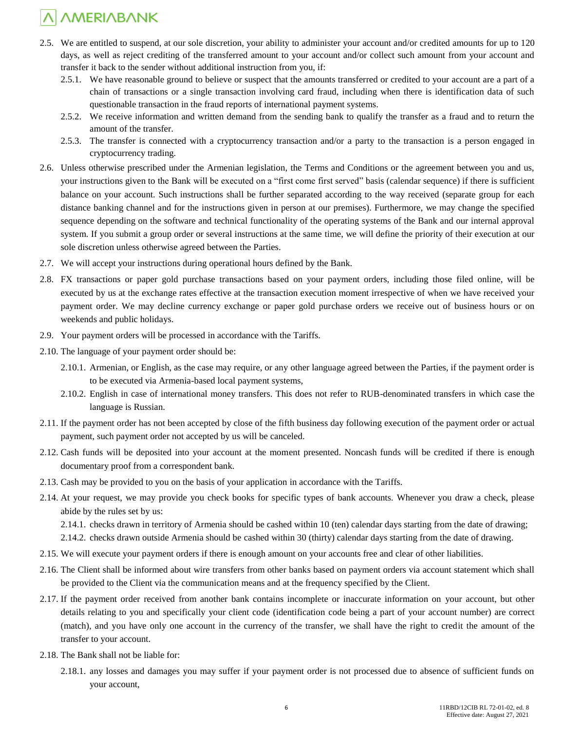2.5. We are entitled to suspend, at our sole discretion, your ability to administer your account and/or credited amounts for up to 120 days, as well as reject crediting of the transferred amount to your account and/or collect such amount from your account and transfer it back to the sender without additional instruction from you, if:

  2.5.1. We have reasonable ground to believe or suspect that the amounts transferred or credited to your account are a part of a chain of transactions or a single transaction involving card fraud, including when there is identification data of such questionable transaction in the fraud reports of international payment systems.

  2.5.2. We receive information and written demand from the sending bank to qualify the transfer as a fraud and to return the amount of the transfer.

  2.5.3. The transfer is connected with a cryptocurrency transaction and/or a party to the transaction is a person engaged in cryptocurrency trading.

2.6. Unless otherwise prescribed under the Armenian legislation, the Terms and Conditions or the agreement between you and us, your instructions given to the Bank will be executed on a "first come first served" basis (calendar sequence) if there is sufficient balance on your account. Such instructions shall be further separated according to the way received (separate group for each distance banking channel and for the instructions given in person at our premises). Furthermore, we may change the specified sequence depending on the software and technical functionality of the operating systems of the Bank and our internal approval system. If you submit a group order or several instructions at the same time, we will define the priority of their execution at our sole discretion unless otherwise agreed between the Parties.

2.7. We will accept your instructions during operational hours defined by the Bank.

2.8. FX transactions or paper gold purchase transactions based on your payment orders, including those filed online, will be executed by us at the exchange rates effective at the transaction execution moment irrespective of when we have received your payment order. We may decline currency exchange or paper gold purchase orders we receive out of business hours or on weekends and public holidays.

2.9. Your payment orders will be processed in accordance with the Tariffs.

2.10. The language of your payment order should be:

  2.10.1. Armenian, or English, as the case may require, or any other language agreed between the Parties, if the payment order is to be executed via Armenia-based local payment systems,

  2.10.2. English in case of international money transfers. This does not refer to RUB-denominated transfers in which case the language is Russian.

2.11. If the payment order has not been accepted by close of the fifth business day following execution of the payment order or actual payment, such payment order not accepted by us will be canceled.

2.12. Cash funds will be deposited into your account at the moment presented. Noncash funds will be credited if there is enough documentary proof from a correspondent bank.

2.13. Cash may be provided to you on the basis of your application in accordance with the Tariffs.

2.14. At your request, we may provide you check books for specific types of bank accounts. Whenever you draw a check, please abide by the rules set by us:

  2.14.1. checks drawn in territory of Armenia should be cashed within 10 (ten) calendar days starting from the date of drawing;

  2.14.2. checks drawn outside Armenia should be cashed within 30 (thirty) calendar days starting from the date of drawing.

2.15. We will execute your payment orders if there is enough amount on your accounts free and clear of other liabilities.

2.16. The Client shall be informed about wire transfers from other banks based on payment orders via account statement which shall be provided to the Client via the communication means and at the frequency specified by the Client.

2.17. If the payment order received from another bank contains incomplete or inaccurate information on your account, but other details relating to you and specifically your client code (identification code being a part of your account number) are correct (match), and you have only one account in the currency of the transfer, we shall have the right to credit the amount of the transfer to your account.

2.18. The Bank shall not be liable for:

  2.18.1. any losses and damages you may suffer if your payment order is not processed due to absence of sufficient funds on your account,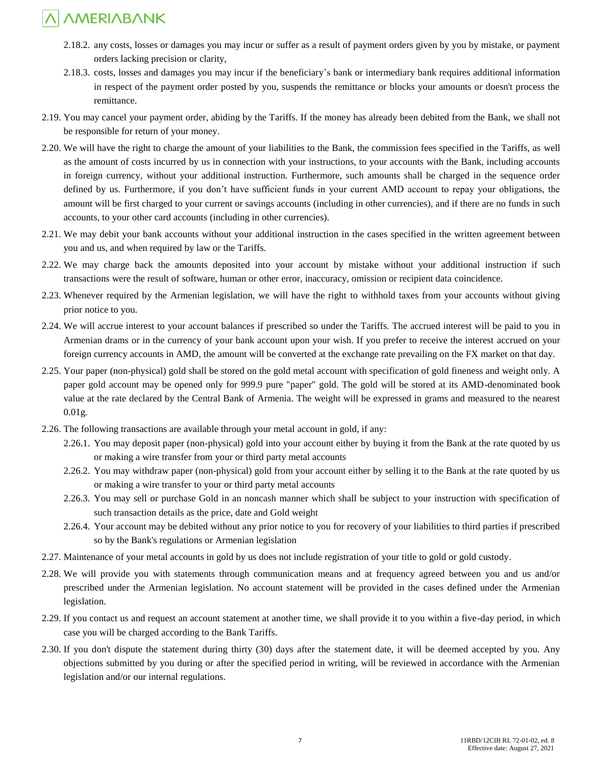2.18.2. any costs, losses or damages you may incur or suffer as a result of payment orders given by you by mistake, or payment orders lacking precision or clarity,

2.18.3. costs, losses and damages you may incur if the beneficiary's bank or intermediary bank requires additional information in respect of the payment order posted by you, suspends the remittance or blocks your amounts or doesn't process the remittance.

2.19. You may cancel your payment order, abiding by the Tariffs. If the money has already been debited from the Bank, we shall not be responsible for return of your money.

2.20. We will have the right to charge the amount of your liabilities to the Bank, the commission fees specified in the Tariffs, as well as the amount of costs incurred by us in connection with your instructions, to your accounts with the Bank, including accounts in foreign currency, without your additional instruction. Furthermore, such amounts shall be charged in the sequence order defined by us. Furthermore, if you don't have sufficient funds in your current AMD account to repay your obligations, the amount will be first charged to your current or savings accounts (including in other currencies), and if there are no funds in such accounts, to your other card accounts (including in other currencies).

2.21. We may debit your bank accounts without your additional instruction in the cases specified in the written agreement between you and us, and when required by law or the Tariffs.

2.22. We may charge back the amounts deposited into your account by mistake without your additional instruction if such transactions were the result of software, human or other error, inaccuracy, omission or recipient data coincidence.

2.23. Whenever required by the Armenian legislation, we will have the right to withhold taxes from your accounts without giving prior notice to you.

2.24. We will accrue interest to your account balances if prescribed so under the Tariffs. The accrued interest will be paid to you in Armenian drams or in the currency of your bank account upon your wish. If you prefer to receive the interest accrued on your foreign currency accounts in AMD, the amount will be converted at the exchange rate prevailing on the FX market on that day.

2.25. Your paper (non-physical) gold shall be stored on the gold metal account with specification of gold fineness and weight only. A paper gold account may be opened only for 999.9 pure "paper" gold. The gold will be stored at its AMD-denominated book value at the rate declared by the Central Bank of Armenia. The weight will be expressed in grams and measured to the nearest 0.01g.

2.26. The following transactions are available through your metal account in gold, if any:

2.26.1. You may deposit paper (non-physical) gold into your account either by buying it from the Bank at the rate quoted by us or making a wire transfer from your or third party metal accounts

2.26.2. You may withdraw paper (non-physical) gold from your account either by selling it to the Bank at the rate quoted by us or making a wire transfer to your or third party metal accounts

2.26.3. You may sell or purchase Gold in an noncash manner which shall be subject to your instruction with specification of such transaction details as the price, date and Gold weight

2.26.4. Your account may be debited without any prior notice to you for recovery of your liabilities to third parties if prescribed so by the Bank's regulations or Armenian legislation

2.27. Maintenance of your metal accounts in gold by us does not include registration of your title to gold or gold custody.

2.28. We will provide you with statements through communication means and at frequency agreed between you and us and/or prescribed under the Armenian legislation. No account statement will be provided in the cases defined under the Armenian legislation.

2.29. If you contact us and request an account statement at another time, we shall provide it to you within a five-day period, in which case you will be charged according to the Bank Tariffs.

2.30. If you don't dispute the statement during thirty (30) days after the statement date, it will be deemed accepted by you. Any objections submitted by you during or after the specified period in writing, will be reviewed in accordance with the Armenian legislation and/or our internal regulations.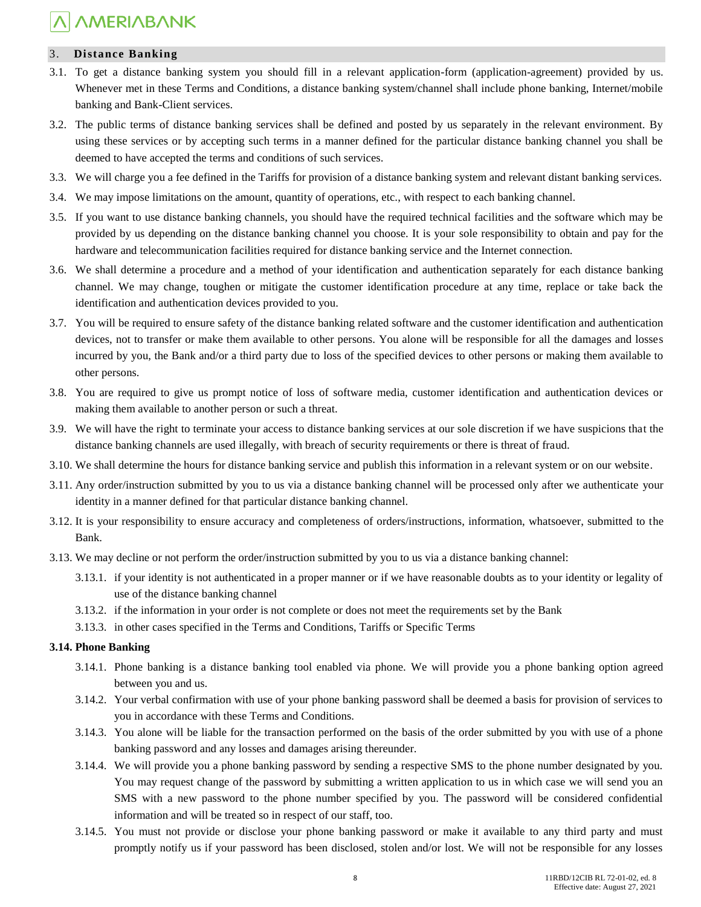## 3. Distance Banking

3.1. To get a distance banking system you should fill in a relevant application-form (application-agreement) provided by us. Whenever met in these Terms and Conditions, a distance banking system/channel shall include phone banking, Internet/mobile banking and Bank-Client services.

3.2. The public terms of distance banking services shall be defined and posted by us separately in the relevant environment. By using these services or by accepting such terms in a manner defined for the particular distance banking channel you shall be deemed to have accepted the terms and conditions of such services.

3.3. We will charge you a fee defined in the Tariffs for provision of a distance banking system and relevant distant banking services.

3.4. We may impose limitations on the amount, quantity of operations, etc., with respect to each banking channel.

3.5. If you want to use distance banking channels, you should have the required technical facilities and the software which may be provided by us depending on the distance banking channel you choose. It is your sole responsibility to obtain and pay for the hardware and telecommunication facilities required for distance banking service and the Internet connection.

3.6. We shall determine a procedure and a method of your identification and authentication separately for each distance banking channel. We may change, toughen or mitigate the customer identification procedure at any time, replace or take back the identification and authentication devices provided to you.

3.7. You will be required to ensure safety of the distance banking related software and the customer identification and authentication devices, not to transfer or make them available to other persons. You alone will be responsible for all the damages and losses incurred by you, the Bank and/or a third party due to loss of the specified devices to other persons or making them available to other persons.

3.8. You are required to give us prompt notice of loss of software media, customer identification and authentication devices or making them available to another person or such a threat.

3.9. We will have the right to terminate your access to distance banking services at our sole discretion if we have suspicions that the distance banking channels are used illegally, with breach of security requirements or there is threat of fraud.

3.10. We shall determine the hours for distance banking service and publish this information in a relevant system or on our website.

3.11. Any order/instruction submitted by you to us via a distance banking channel will be processed only after we authenticate your identity in a manner defined for that particular distance banking channel.

3.12. It is your responsibility to ensure accuracy and completeness of orders/instructions, information, whatsoever, submitted to the Bank.

3.13. We may decline or not perform the order/instruction submitted by you to us via a distance banking channel:

- 3.13.1. if your identity is not authenticated in a proper manner or if we have reasonable doubts as to your identity or legality of use of the distance banking channel
- 3.13.2. if the information in your order is not complete or does not meet the requirements set by the Bank
- 3.13.3. in other cases specified in the Terms and Conditions, Tariffs or Specific Terms

**3.14. Phone Banking**

- 3.14.1. Phone banking is a distance banking tool enabled via phone. We will provide you a phone banking option agreed between you and us.
- 3.14.2. Your verbal confirmation with use of your phone banking password shall be deemed a basis for provision of services to you in accordance with these Terms and Conditions.
- 3.14.3. You alone will be liable for the transaction performed on the basis of the order submitted by you with use of a phone banking password and any losses and damages arising thereunder.
- 3.14.4. We will provide you a phone banking password by sending a respective SMS to the phone number designated by you. You may request change of the password by submitting a written application to us in which case we will send you an SMS with a new password to the phone number specified by you. The password will be considered confidential information and will be treated so in respect of our staff, too.
- 3.14.5. You must not provide or disclose your phone banking password or make it available to any third party and must promptly notify us if your password has been disclosed, stolen and/or lost. We will not be responsible for any losses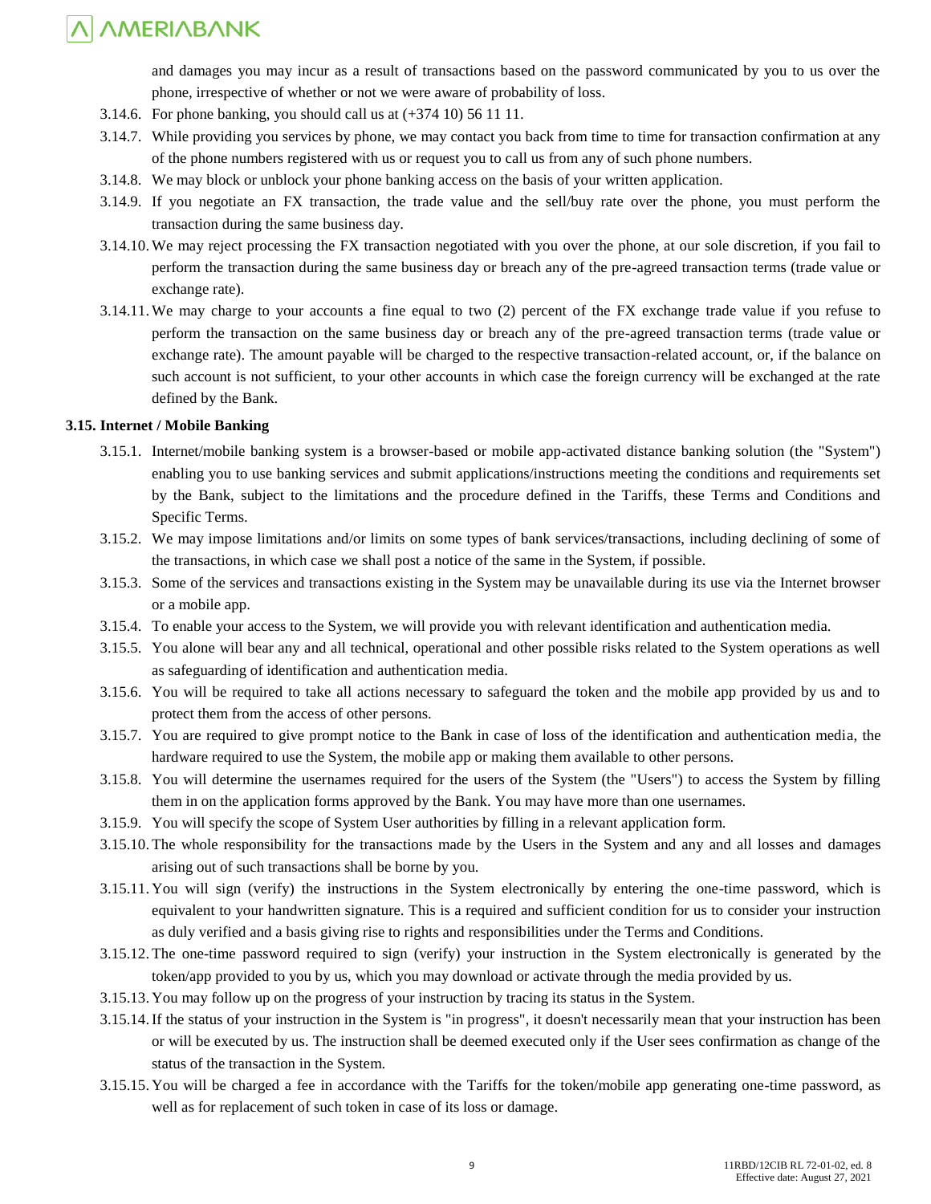and damages you may incur as a result of transactions based on the password communicated by you to us over the phone, irrespective of whether or not we were aware of probability of loss.

3.14.6. For phone banking, you should call us at (+374 10) 56 11 11.

3.14.7. While providing you services by phone, we may contact you back from time to time for transaction confirmation at any of the phone numbers registered with us or request you to call us from any of such phone numbers.

3.14.8. We may block or unblock your phone banking access on the basis of your written application.

3.14.9. If you negotiate an FX transaction, the trade value and the sell/buy rate over the phone, you must perform the transaction during the same business day.

3.14.10. We may reject processing the FX transaction negotiated with you over the phone, at our sole discretion, if you fail to perform the transaction during the same business day or breach any of the pre-agreed transaction terms (trade value or exchange rate).

3.14.11. We may charge to your accounts a fine equal to two (2) percent of the FX exchange trade value if you refuse to perform the transaction on the same business day or breach any of the pre-agreed transaction terms (trade value or exchange rate). The amount payable will be charged to the respective transaction-related account, or, if the balance on such account is not sufficient, to your other accounts in which case the foreign currency will be exchanged at the rate defined by the Bank.

**3.15. Internet / Mobile Banking**

3.15.1. Internet/mobile banking system is a browser-based or mobile app-activated distance banking solution (the "System") enabling you to use banking services and submit applications/instructions meeting the conditions and requirements set by the Bank, subject to the limitations and the procedure defined in the Tariffs, these Terms and Conditions and Specific Terms.

3.15.2. We may impose limitations and/or limits on some types of bank services/transactions, including declining of some of the transactions, in which case we shall post a notice of the same in the System, if possible.

3.15.3. Some of the services and transactions existing in the System may be unavailable during its use via the Internet browser or a mobile app.

3.15.4. To enable your access to the System, we will provide you with relevant identification and authentication media.

3.15.5. You alone will bear any and all technical, operational and other possible risks related to the System operations as well as safeguarding of identification and authentication media.

3.15.6. You will be required to take all actions necessary to safeguard the token and the mobile app provided by us and to protect them from the access of other persons.

3.15.7. You are required to give prompt notice to the Bank in case of loss of the identification and authentication media, the hardware required to use the System, the mobile app or making them available to other persons.

3.15.8. You will determine the usernames required for the users of the System (the "Users") to access the System by filling them in on the application forms approved by the Bank. You may have more than one usernames.

3.15.9. You will specify the scope of System User authorities by filling in a relevant application form.

3.15.10. The whole responsibility for the transactions made by the Users in the System and any and all losses and damages arising out of such transactions shall be borne by you.

3.15.11. You will sign (verify) the instructions in the System electronically by entering the one-time password, which is equivalent to your handwritten signature. This is a required and sufficient condition for us to consider your instruction as duly verified and a basis giving rise to rights and responsibilities under the Terms and Conditions.

3.15.12. The one-time password required to sign (verify) your instruction in the System electronically is generated by the token/app provided to you by us, which you may download or activate through the media provided by us.

3.15.13. You may follow up on the progress of your instruction by tracing its status in the System.

3.15.14. If the status of your instruction in the System is "in progress", it doesn't necessarily mean that your instruction has been or will be executed by us. The instruction shall be deemed executed only if the User sees confirmation as change of the status of the transaction in the System.

3.15.15. You will be charged a fee in accordance with the Tariffs for the token/mobile app generating one-time password, as well as for replacement of such token in case of its loss or damage.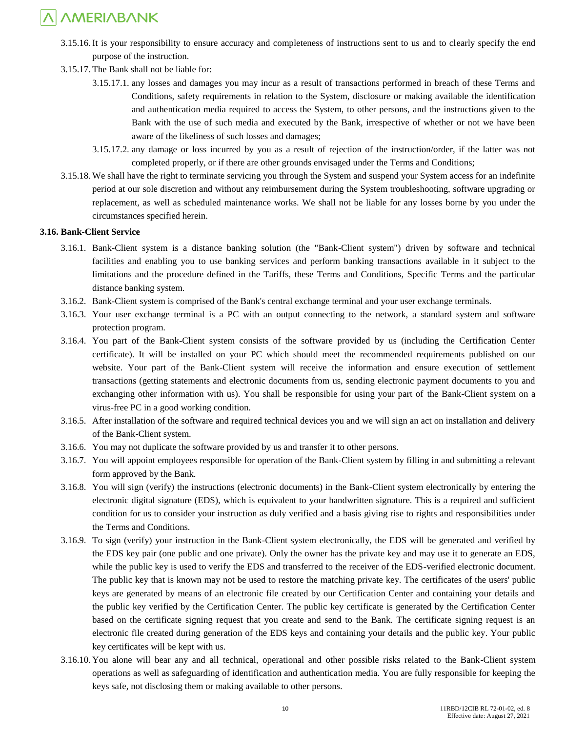3.15.16. It is your responsibility to ensure accuracy and completeness of instructions sent to us and to clearly specify the end purpose of the instruction.

3.15.17. The Bank shall not be liable for:

3.15.17.1. any losses and damages you may incur as a result of transactions performed in breach of these Terms and Conditions, safety requirements in relation to the System, disclosure or making available the identification and authentication media required to access the System, to other persons, and the instructions given to the Bank with the use of such media and executed by the Bank, irrespective of whether or not we have been aware of the likeliness of such losses and damages;

3.15.17.2. any damage or loss incurred by you as a result of rejection of the instruction/order, if the latter was not completed properly, or if there are other grounds envisaged under the Terms and Conditions;

3.15.18. We shall have the right to terminate servicing you through the System and suspend your System access for an indefinite period at our sole discretion and without any reimbursement during the System troubleshooting, software upgrading or replacement, as well as scheduled maintenance works. We shall not be liable for any losses borne by you under the circumstances specified herein.

**3.16. Bank-Client Service**

3.16.1. Bank-Client system is a distance banking solution (the "Bank-Client system") driven by software and technical facilities and enabling you to use banking services and perform banking transactions available in it subject to the limitations and the procedure defined in the Tariffs, these Terms and Conditions, Specific Terms and the particular distance banking system.

3.16.2. Bank-Client system is comprised of the Bank's central exchange terminal and your user exchange terminals.

3.16.3. Your user exchange terminal is a PC with an output connecting to the network, a standard system and software protection program.

3.16.4. You part of the Bank-Client system consists of the software provided by us (including the Certification Center certificate). It will be installed on your PC which should meet the recommended requirements published on our website. Your part of the Bank-Client system will receive the information and ensure execution of settlement transactions (getting statements and electronic documents from us, sending electronic payment documents to you and exchanging other information with us). You shall be responsible for using your part of the Bank-Client system on a virus-free PC in a good working condition.

3.16.5. After installation of the software and required technical devices you and we will sign an act on installation and delivery of the Bank-Client system.

3.16.6. You may not duplicate the software provided by us and transfer it to other persons.

3.16.7. You will appoint employees responsible for operation of the Bank-Client system by filling in and submitting a relevant form approved by the Bank.

3.16.8. You will sign (verify) the instructions (electronic documents) in the Bank-Client system electronically by entering the electronic digital signature (EDS), which is equivalent to your handwritten signature. This is a required and sufficient condition for us to consider your instruction as duly verified and a basis giving rise to rights and responsibilities under the Terms and Conditions.

3.16.9. To sign (verify) your instruction in the Bank-Client system electronically, the EDS will be generated and verified by the EDS key pair (one public and one private). Only the owner has the private key and may use it to generate an EDS, while the public key is used to verify the EDS and transferred to the receiver of the EDS-verified electronic document. The public key that is known may not be used to restore the matching private key. The certificates of the users' public keys are generated by means of an electronic file created by our Certification Center and containing your details and the public key verified by the Certification Center. The public key certificate is generated by the Certification Center based on the certificate signing request that you create and send to the Bank. The certificate signing request is an electronic file created during generation of the EDS keys and containing your details and the public key. Your public key certificates will be kept with us.

3.16.10. You alone will bear any and all technical, operational and other possible risks related to the Bank-Client system operations as well as safeguarding of identification and authentication media. You are fully responsible for keeping the keys safe, not disclosing them or making available to other persons.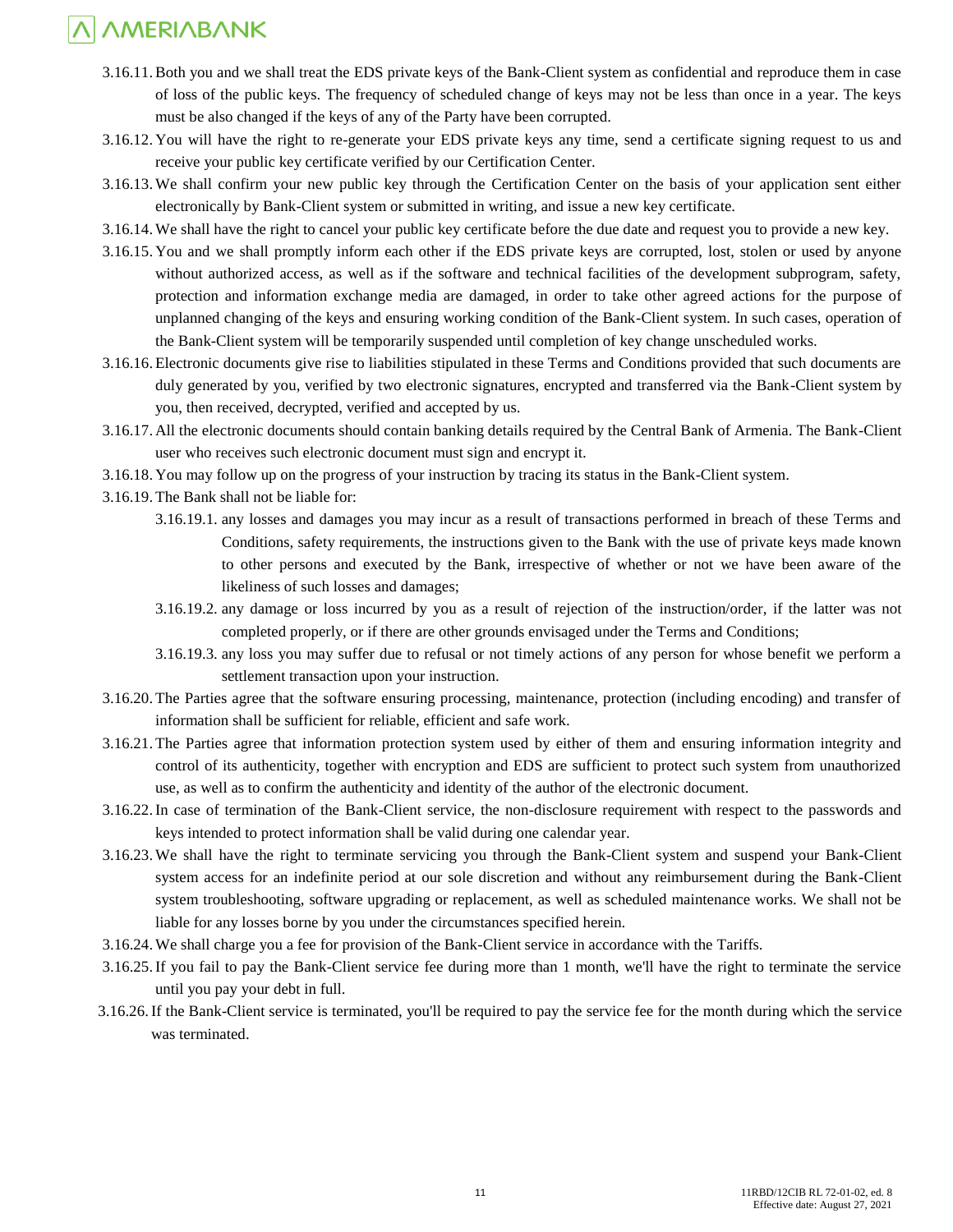3.16.11. Both you and we shall treat the EDS private keys of the Bank-Client system as confidential and reproduce them in case of loss of the public keys. The frequency of scheduled change of keys may not be less than once in a year. The keys must be also changed if the keys of any of the Party have been corrupted.

3.16.12. You will have the right to re-generate your EDS private keys any time, send a certificate signing request to us and receive your public key certificate verified by our Certification Center.

3.16.13. We shall confirm your new public key through the Certification Center on the basis of your application sent either electronically by Bank-Client system or submitted in writing, and issue a new key certificate.

3.16.14. We shall have the right to cancel your public key certificate before the due date and request you to provide a new key.

3.16.15. You and we shall promptly inform each other if the EDS private keys are corrupted, lost, stolen or used by anyone without authorized access, as well as if the software and technical facilities of the development subprogram, safety, protection and information exchange media are damaged, in order to take other agreed actions for the purpose of unplanned changing of the keys and ensuring working condition of the Bank-Client system. In such cases, operation of the Bank-Client system will be temporarily suspended until completion of key change unscheduled works.

3.16.16. Electronic documents give rise to liabilities stipulated in these Terms and Conditions provided that such documents are duly generated by you, verified by two electronic signatures, encrypted and transferred via the Bank-Client system by you, then received, decrypted, verified and accepted by us.

3.16.17. All the electronic documents should contain banking details required by the Central Bank of Armenia. The Bank-Client user who receives such electronic document must sign and encrypt it.

3.16.18. You may follow up on the progress of your instruction by tracing its status in the Bank-Client system.

3.16.19. The Bank shall not be liable for:

- 3.16.19.1. any losses and damages you may incur as a result of transactions performed in breach of these Terms and Conditions, safety requirements, the instructions given to the Bank with the use of private keys made known to other persons and executed by the Bank, irrespective of whether or not we have been aware of the likeliness of such losses and damages;
- 3.16.19.2. any damage or loss incurred by you as a result of rejection of the instruction/order, if the latter was not completed properly, or if there are other grounds envisaged under the Terms and Conditions;
- 3.16.19.3. any loss you may suffer due to refusal or not timely actions of any person for whose benefit we perform a settlement transaction upon your instruction.

3.16.20. The Parties agree that the software ensuring processing, maintenance, protection (including encoding) and transfer of information shall be sufficient for reliable, efficient and safe work.

3.16.21. The Parties agree that information protection system used by either of them and ensuring information integrity and control of its authenticity, together with encryption and EDS are sufficient to protect such system from unauthorized use, as well as to confirm the authenticity and identity of the author of the electronic document.

3.16.22. In case of termination of the Bank-Client service, the non-disclosure requirement with respect to the passwords and keys intended to protect information shall be valid during one calendar year.

3.16.23. We shall have the right to terminate servicing you through the Bank-Client system and suspend your Bank-Client system access for an indefinite period at our sole discretion and without any reimbursement during the Bank-Client system troubleshooting, software upgrading or replacement, as well as scheduled maintenance works. We shall not be liable for any losses borne by you under the circumstances specified herein.

3.16.24. We shall charge you a fee for provision of the Bank-Client service in accordance with the Tariffs.

3.16.25. If you fail to pay the Bank-Client service fee during more than 1 month, we'll have the right to terminate the service until you pay your debt in full.

3.16.26. If the Bank-Client service is terminated, you'll be required to pay the service fee for the month during which the service was terminated.